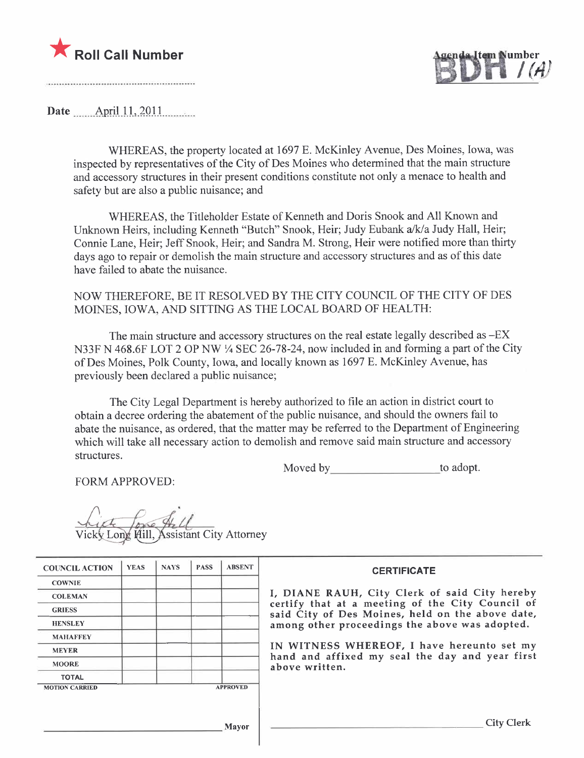★ **Roll Call Number**

..............................................................

Agenda Item Number **BDH 1(A)**

**Date** April 11, 2011

WHEREAS, the property located at 1697 E. McKinley Avenue, Des Moines, Iowa, was inspected by representatives of the City of Des Moines who determined that the main structure and accessory structures in their present conditions constitute not only a menace to health and safety but are also a public nuisance; and

WHEREAS, the Titleholder Estate of Kenneth and Doris Snook and All Known and Unknown Heirs, including Kenneth "Butch" Snook, Heir; Judy Eubank a/k/a Judy Hall, Heir; Connie Lane, Heir; Jeff Snook, Heir; and Sandra M. Strong, Heir were notified more than thirty days ago to repair or demolish the main structure and accessory structures and as of this date have failed to abate the nuisance.

NOW THEREFORE, BE IT RESOLVED BY THE CITY COUNCIL OF THE CITY OF DES MOINES, IOWA, AND SITTING AS THE LOCAL BOARD OF HEALTH:

The main structure and accessory structures on the real estate legally described as –EX N33F N 468.6F LOT 2 OP NW ¼ SEC 26-78-24, now included in and forming a part of the City of Des Moines, Polk County, Iowa, and locally known as 1697 E. McKinley Avenue, has previously been declared a public nuisance;

The City Legal Department is hereby authorized to file an action in district court to obtain a decree ordering the abatement of the public nuisance, and should the owners fail to abate the nuisance, as ordered, that the matter may be referred to the Department of Engineering which will take all necessary action to demolish and remove said main structure and accessory structures.

Moved by\_\_\_\_\_\_\_\_\_\_\_\_\_\_\_\_\_\_to adopt.

FORM APPROVED:

Vicky Long Hill, Assistant City Attorney

| COUNCIL ACTION | YEAS | NAYS | PASS | ABSENT |
|---|---|---|---|---|
| COWNIE | | | | |
| COLEMAN | | | | |
| GRIESS | | | | |
| HENSLEY | | | | |
| MAHAFFEY | | | | |
| MEYER | | | | |
| MOORE | | | | |
| TOTAL | | | | |
| MOTION CARRIED | | | | APPROVED |

\_\_\_\_\_\_\_\_\_\_\_\_\_\_\_\_\_\_\_\_\_\_\_\_\_\_\_\_ Mayor

**CERTIFICATE**

I, DIANE RAUH, City Clerk of said City hereby certify that at a meeting of the City Council of said City of Des Moines, held on the above date, among other proceedings the above was adopted.

IN WITNESS WHEREOF, I have hereunto set my hand and affixed my seal the day and year first above written.

\_\_\_\_\_\_\_\_\_\_\_\_\_\_\_\_\_\_\_\_\_\_\_\_\_\_\_\_ City Clerk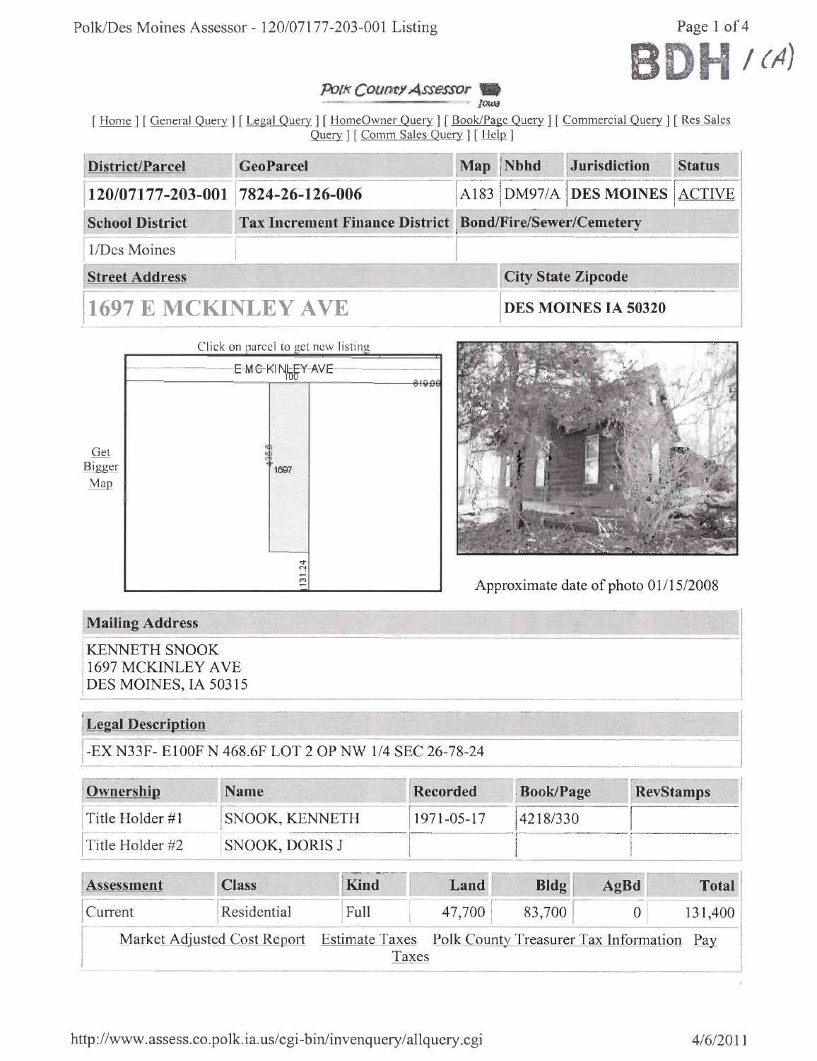BDH / (A)

*Polk County Assessor* Iowa

[ Home ] [ General Query ] [ Legal Query ] [ HomeOwner Query ] [ Book/Page Query ] [ Commercial Query ] [ Res Sales Query ] [ Comm Sales Query ] [ Help ]

| District/Parcel | GeoParcel | Map | Nbhd | Jurisdiction | Status |
|---|---|---|---|---|---|
| **120/07177-203-001** | **7824-26-126-006** | A183 | DM97/A | **DES MOINES** | ACTIVE |

| School District | Tax Increment Finance District | Bond/Fire/Sewer/Cemetery |
|---|---|---|
| 1/Des Moines | | |

| Street Address | City State Zipcode |
|---|---|
| **1697 E MCKINLEY AVE** | **DES MOINES IA 50320** |

Click on parcel to get new listing

Get Bigger Map

E MC KINLEY AVE
100
819.96
435.9
1697
131.24

Approximate date of photo 01/15/2008

| Mailing Address |
|---|
| KENNETH SNOOK<br>1697 MCKINLEY AVE<br>DES MOINES, IA 50315 |

| Legal Description |
|---|
| -EX N33F- E100F N 468.6F LOT 2 OP NW 1/4 SEC 26-78-24 |

| Ownership | Name | Recorded | Book/Page | RevStamps |
|---|---|---|---|---|
| Title Holder #1 | SNOOK, KENNETH | 1971-05-17 | 4218/330 | |
| Title Holder #2 | SNOOK, DORIS J | | | |

| Assessment | Class | Kind | Land | Bldg | AgBd | Total |
|---|---|---|---|---|---|---|
| Current | Residential | Full | 47,700 | 83,700 | 0 | 131,400 |

Market Adjusted Cost Report Estimate Taxes Polk County Treasurer Tax Information Pay Taxes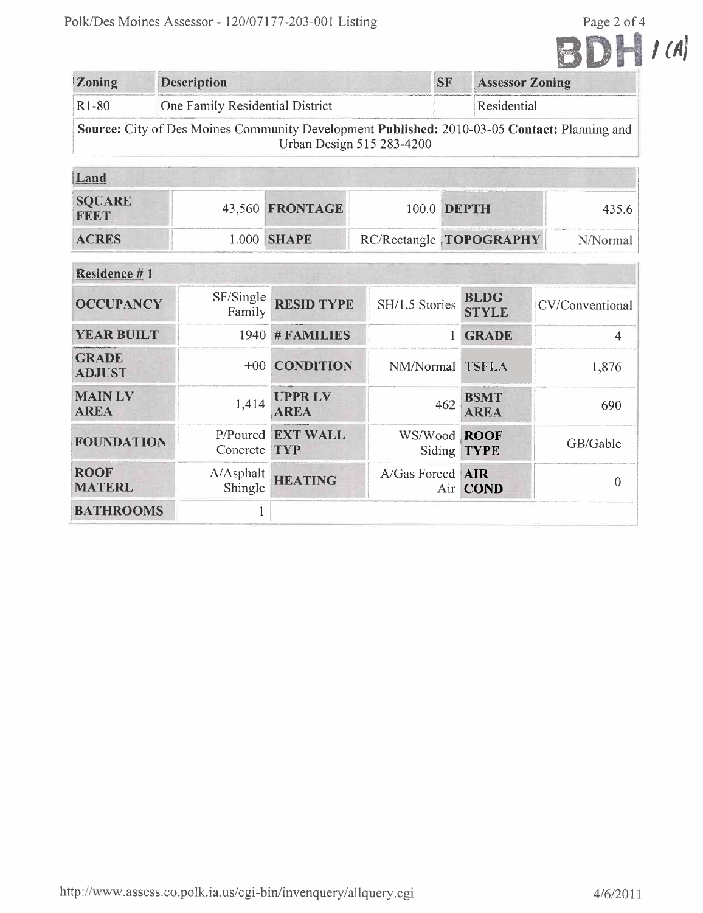BDH 1(A)

| Zoning | Description | SF | Assessor Zoning |
|---|---|---|---|
| R1-80 | One Family Residential District | | Residential |
| **Source:** City of Des Moines Community Development **Published:** 2010-03-05 **Contact:** Planning and Urban Design 515 283-4200 | | | |

| Land | | | | | |
|---|---|---|---|---|---|
| **SQUARE FEET** | 43,560 | **FRONTAGE** | 100.0 | **DEPTH** | 435.6 |
| **ACRES** | 1.000 | **SHAPE** | RC/Rectangle | **TOPOGRAPHY** | N/Normal |

| Residence # 1 | | | | | |
|---|---|---|---|---|---|
| **OCCUPANCY** | SF/Single Family | **RESID TYPE** | SH/1.5 Stories | **BLDG STYLE** | CV/Conventional |
| **YEAR BUILT** | 1940 | **# FAMILIES** | 1 | **GRADE** | 4 |
| **GRADE ADJUST** | +00 | **CONDITION** | NM/Normal | **TSFLA** | 1,876 |
| **MAIN LV AREA** | 1,414 | **UPPR LV AREA** | 462 | **BSMT AREA** | 690 |
| **FOUNDATION** | P/Poured Concrete | **EXT WALL TYP** | WS/Wood Siding | **ROOF TYPE** | GB/Gable |
| **ROOF MATERL** | A/Asphalt Shingle | **HEATING** | A/Gas Forced Air | **AIR COND** | 0 |
| **BATHROOMS** | 1 | | | | |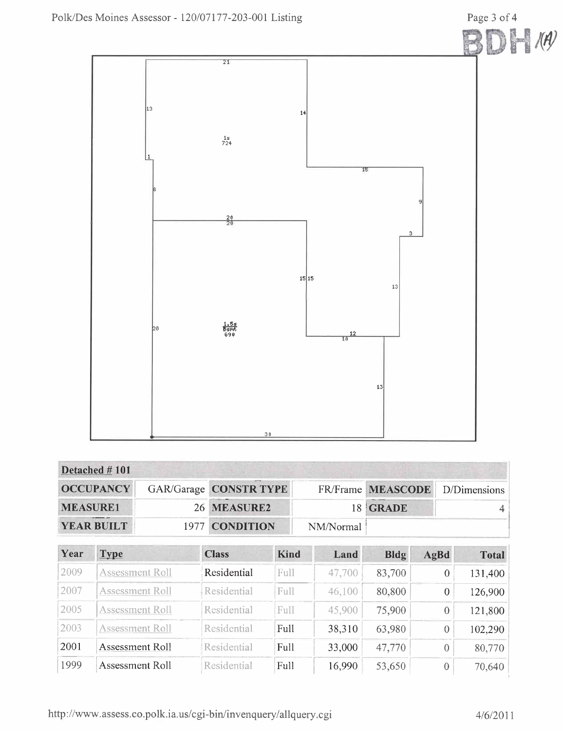BDH (A)

21

13

14

1s
724

1

15

8

9

20
20

3

15 15

13

28

1.5s
Bsmt
690

12
10

13

30

| Detached # 101 | | | | | |
|---|---|---|---|---|---|
| **OCCUPANCY** | GAR/Garage | **CONSTR TYPE** | FR/Frame | **MEASCODE** | D/Dimensions |
| **MEASURE1** | 26 | **MEASURE2** | 18 | **GRADE** | 4 |
| **YEAR BUILT** | 1977 | **CONDITION** | NM/Normal | | |

| Year | Type | Class | Kind | Land | Bldg | AgBd | Total |
|---|---|---|---|---|---|---|---|
| 2009 | Assessment Roll | Residential | Full | 47,700 | 83,700 | 0 | 131,400 |
| 2007 | Assessment Roll | Residential | Full | 46,100 | 80,800 | 0 | 126,900 |
| 2005 | Assessment Roll | Residential | Full | 45,900 | 75,900 | 0 | 121,800 |
| 2003 | Assessment Roll | Residential | Full | 38,310 | 63,980 | 0 | 102,290 |
| 2001 | Assessment Roll | Residential | Full | 33,000 | 47,770 | 0 | 80,770 |
| 1999 | Assessment Roll | Residential | Full | 16,990 | 53,650 | 0 | 70,640 |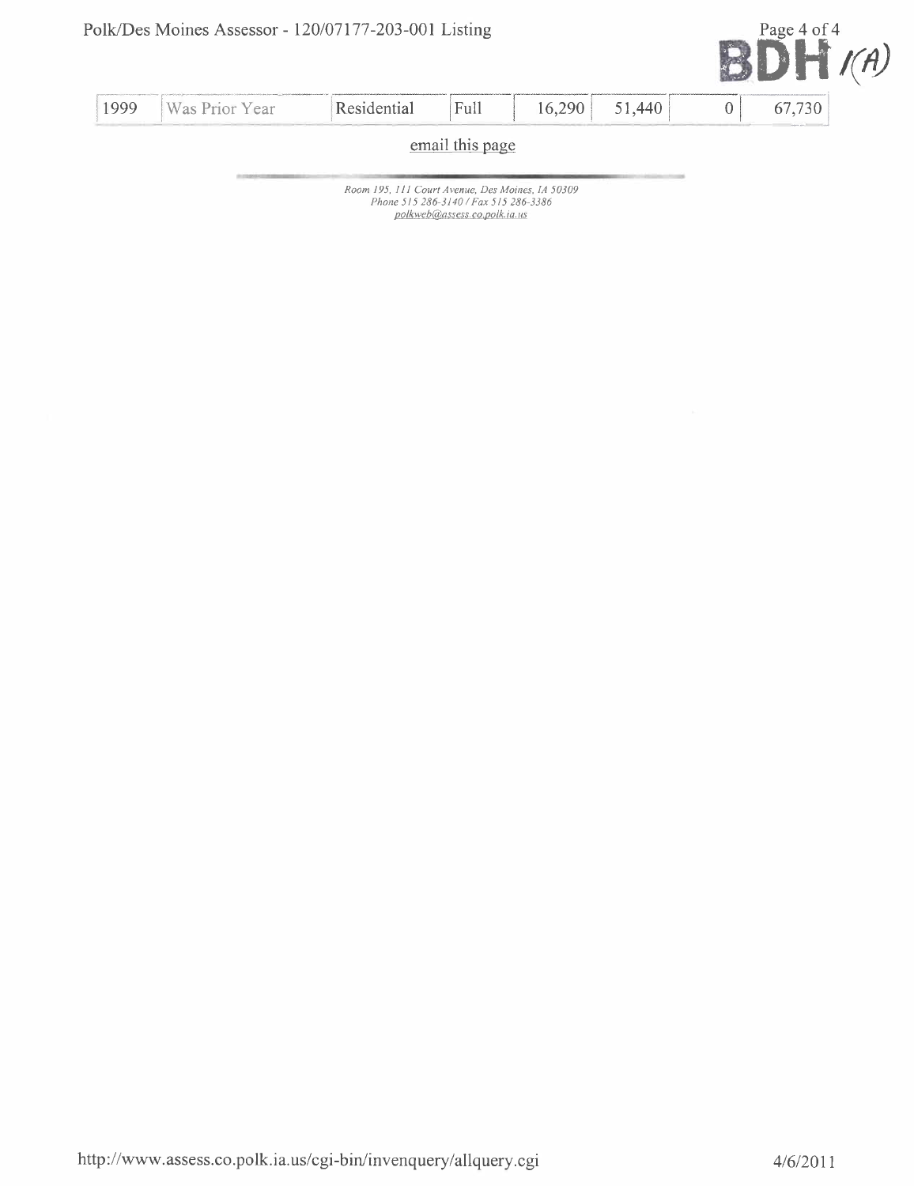BDH 1(A)

| 1999 | Was Prior Year | Residential | Full | 16,290 | 51,440 | 0 | 67,730 |
|---|---|---|---|---|---|---|---|

email this page

*Room 195, 111 Court Avenue, Des Moines, IA 50309*
*Phone 515 286-3140 / Fax 515 286-3386*
*polkweb@assess.co.polk.ia.us*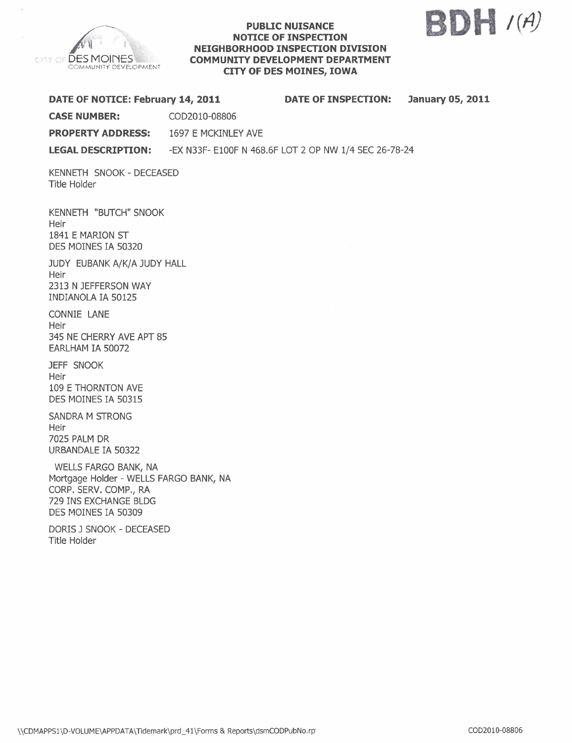CITY OF DES MOINES
COMMUNITY DEVELOPMENT

**PUBLIC NUISANCE**
**NOTICE OF INSPECTION**
**NEIGHBORHOOD INSPECTION DIVISION**
**COMMUNITY DEVELOPMENT DEPARTMENT**
**CITY OF DES MOINES, IOWA**

**BDH** 1(A)

**DATE OF NOTICE: February 14, 2011** **DATE OF INSPECTION: January 05, 2011**

**CASE NUMBER:** COD2010-08806

**PROPERTY ADDRESS:** 1697 E MCKINLEY AVE

**LEGAL DESCRIPTION:** -EX N33F- E100F N 468.6F LOT 2 OP NW 1/4 SEC 26-78-24

KENNETH SNOOK - DECEASED
Title Holder

KENNETH "BUTCH" SNOOK
Heir
1841 E MARION ST
DES MOINES IA 50320

JUDY EUBANK A/K/A JUDY HALL
Heir
2313 N JEFFERSON WAY
INDIANOLA IA 50125

CONNIE LANE
Heir
345 NE CHERRY AVE APT 85
EARLHAM IA 50072

JEFF SNOOK
Heir
109 E THORNTON AVE
DES MOINES IA 50315

SANDRA M STRONG
Heir
7025 PALM DR
URBANDALE IA 50322

WELLS FARGO BANK, NA
Mortgage Holder - WELLS FARGO BANK, NA
CORP. SERV. COMP., RA
729 INS EXCHANGE BLDG
DES MOINES IA 50309

DORIS J SNOOK - DECEASED
Title Holder

\\CDMAPPS1\D-VOLUME\APPDATA\Tidemark\prd_41\Forms & Reports\dsmCODPubNo.rpt COD2010-08806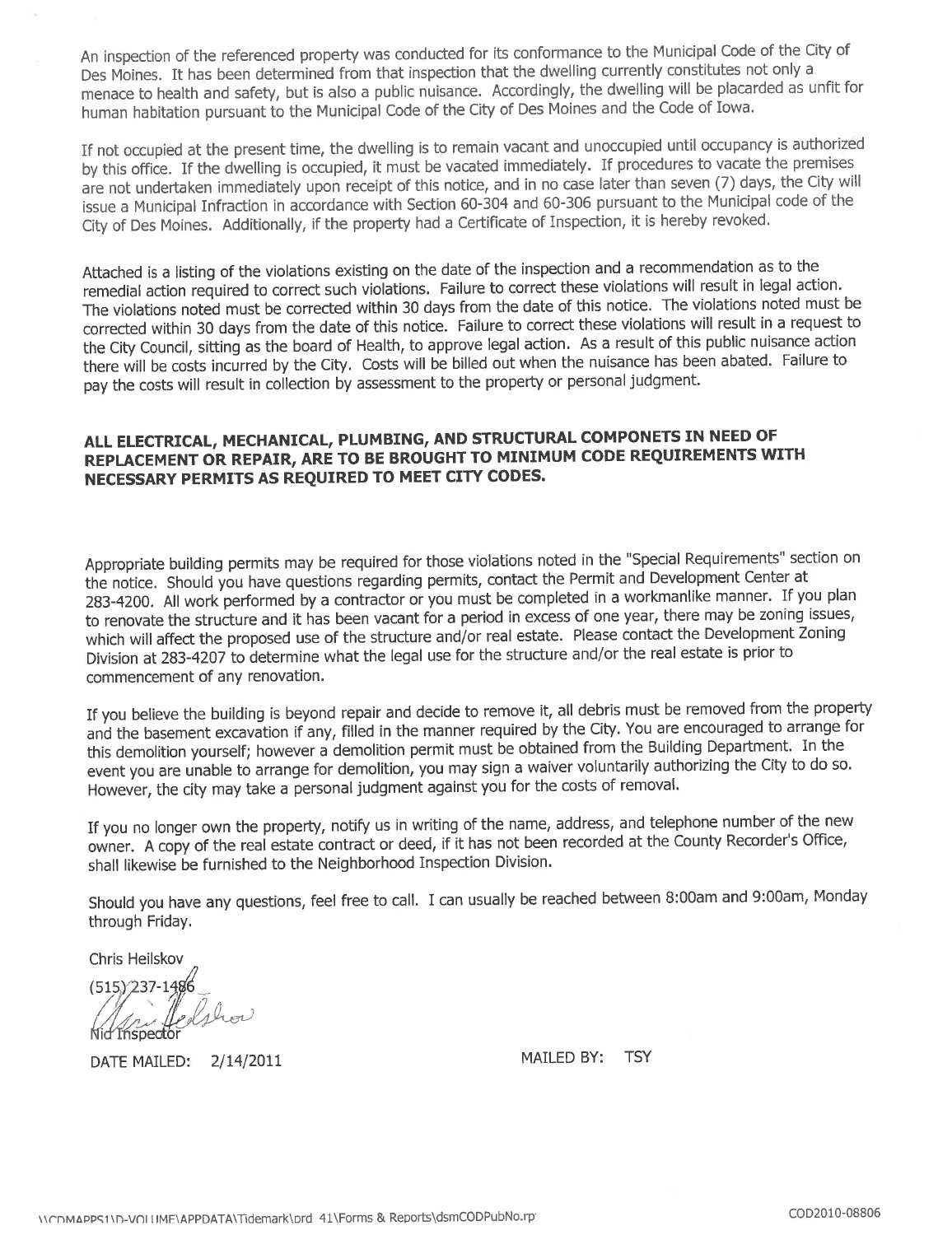An inspection of the referenced property was conducted for its conformance to the Municipal Code of the City of Des Moines. It has been determined from that inspection that the dwelling currently constitutes not only a menace to health and safety, but is also a public nuisance. Accordingly, the dwelling will be placarded as unfit for human habitation pursuant to the Municipal Code of the City of Des Moines and the Code of Iowa.

If not occupied at the present time, the dwelling is to remain vacant and unoccupied until occupancy is authorized by this office. If the dwelling is occupied, it must be vacated immediately. If procedures to vacate the premises are not undertaken immediately upon receipt of this notice, and in no case later than seven (7) days, the City will issue a Municipal Infraction in accordance with Section 60-304 and 60-306 pursuant to the Municipal code of the City of Des Moines. Additionally, if the property had a Certificate of Inspection, it is hereby revoked.

Attached is a listing of the violations existing on the date of the inspection and a recommendation as to the remedial action required to correct such violations. Failure to correct these violations will result in legal action. The violations noted must be corrected within 30 days from the date of this notice. The violations noted must be corrected within 30 days from the date of this notice. Failure to correct these violations will result in a request to the City Council, sitting as the board of Health, to approve legal action. As a result of this public nuisance action there will be costs incurred by the City. Costs will be billed out when the nuisance has been abated. Failure to pay the costs will result in collection by assessment to the property or personal judgment.

**ALL ELECTRICAL, MECHANICAL, PLUMBING, AND STRUCTURAL COMPONETS IN NEED OF REPLACEMENT OR REPAIR, ARE TO BE BROUGHT TO MINIMUM CODE REQUIREMENTS WITH NECESSARY PERMITS AS REQUIRED TO MEET CITY CODES.**

Appropriate building permits may be required for those violations noted in the "Special Requirements" section on the notice. Should you have questions regarding permits, contact the Permit and Development Center at 283-4200. All work performed by a contractor or you must be completed in a workmanlike manner. If you plan to renovate the structure and it has been vacant for a period in excess of one year, there may be zoning issues, which will affect the proposed use of the structure and/or real estate. Please contact the Development Zoning Division at 283-4207 to determine what the legal use for the structure and/or the real estate is prior to commencement of any renovation.

If you believe the building is beyond repair and decide to remove it, all debris must be removed from the property and the basement excavation if any, filled in the manner required by the City. You are encouraged to arrange for this demolition yourself; however a demolition permit must be obtained from the Building Department. In the event you are unable to arrange for demolition, you may sign a waiver voluntarily authorizing the City to do so. However, the city may take a personal judgment against you for the costs of removal.

If you no longer own the property, notify us in writing of the name, address, and telephone number of the new owner. A copy of the real estate contract or deed, if it has not been recorded at the County Recorder's Office, shall likewise be furnished to the Neighborhood Inspection Division.

Should you have any questions, feel free to call. I can usually be reached between 8:00am and 9:00am, Monday through Friday.

Chris Heilskov
(515) 237-1486
Nid Inspector

DATE MAILED: 2/14/2011 MAILED BY: TSY

\\CDMAPPS1\D-VOLUME\APPDATA\Tidemark\prd 41\Forms & Reports\dsmCODPubNo.rp COD2010-08806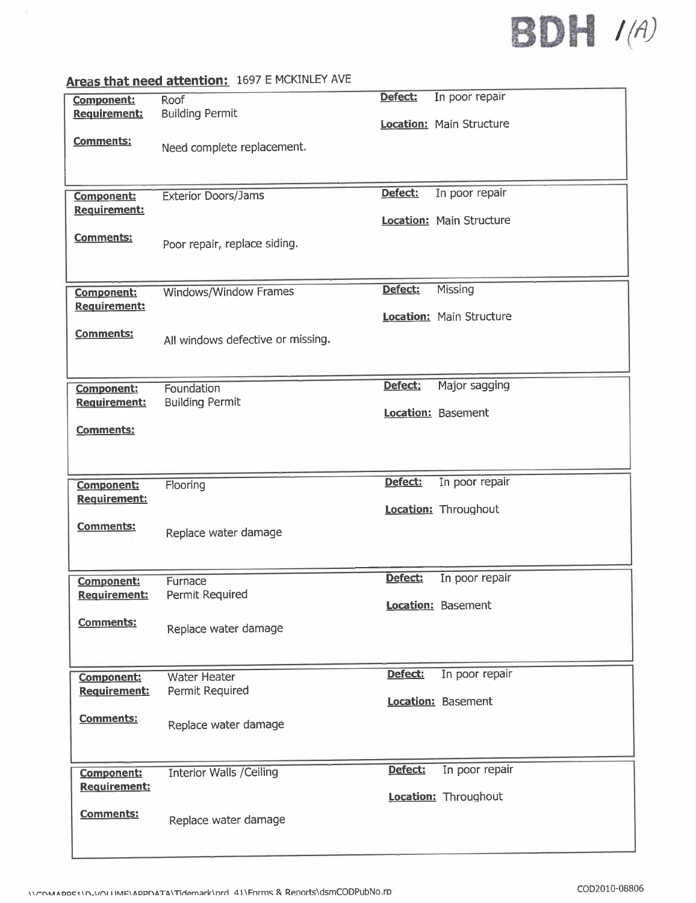BDH 1(A)

## Areas that need attention: 1697 E MCKINLEY AVE

| | | | |
|---|---|---|---|
| **Component:** | Roof | **Defect:** | In poor repair |
| **Requirement:** | Building Permit | **Location:** | Main Structure |
| **Comments:** | Need complete replacement. | | |

| | | | |
|---|---|---|---|
| **Component:** | Exterior Doors/Jams | **Defect:** | In poor repair |
| **Requirement:** | | **Location:** | Main Structure |
| **Comments:** | Poor repair, replace siding. | | |

| | | | |
|---|---|---|---|
| **Component:** | Windows/Window Frames | **Defect:** | Missing |
| **Requirement:** | | **Location:** | Main Structure |
| **Comments:** | All windows defective or missing. | | |

| | | | |
|---|---|---|---|
| **Component:** | Foundation | **Defect:** | Major sagging |
| **Requirement:** | Building Permit | **Location:** | Basement |
| **Comments:** | | | |

| | | | |
|---|---|---|---|
| **Component:** | Flooring | **Defect:** | In poor repair |
| **Requirement:** | | **Location:** | Throughout |
| **Comments:** | Replace water damage | | |

| | | | |
|---|---|---|---|
| **Component:** | Furnace | **Defect:** | In poor repair |
| **Requirement:** | Permit Required | **Location:** | Basement |
| **Comments:** | Replace water damage | | |

| | | | |
|---|---|---|---|
| **Component:** | Water Heater | **Defect:** | In poor repair |
| **Requirement:** | Permit Required | **Location:** | Basement |
| **Comments:** | Replace water damage | | |

| | | | |
|---|---|---|---|
| **Component:** | Interior Walls /Ceiling | **Defect:** | In poor repair |
| **Requirement:** | | **Location:** | Throughout |
| **Comments:** | Replace water damage | | |

\\CDMAPPS1\D-VOLUME\APPDATA\Tidemark\prd_41\Forms & Reports\dsmCODPubNo.rp

COD2010-08806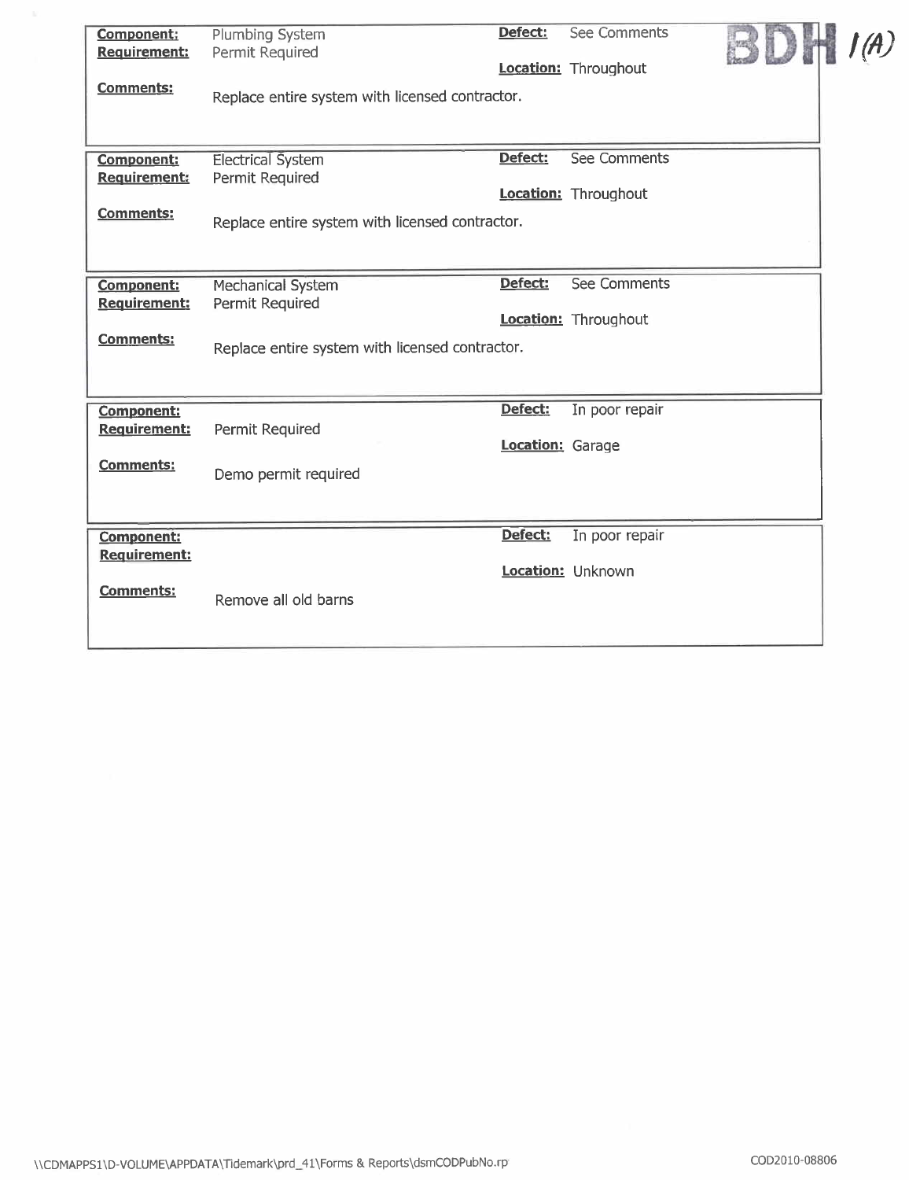BDH 1(A)

| | | | |
|---|---|---|---|
| **Component:** | Plumbing System | **Defect:** | See Comments |
| **Requirement:** | Permit Required | **Location:** | Throughout |
| **Comments:** | Replace entire system with licensed contractor. | | |

| | | | |
|---|---|---|---|
| **Component:** | Electrical System | **Defect:** | See Comments |
| **Requirement:** | Permit Required | **Location:** | Throughout |
| **Comments:** | Replace entire system with licensed contractor. | | |

| | | | |
|---|---|---|---|
| **Component:** | Mechanical System | **Defect:** | See Comments |
| **Requirement:** | Permit Required | **Location:** | Throughout |
| **Comments:** | Replace entire system with licensed contractor. | | |

| | | | |
|---|---|---|---|
| **Component:** | | **Defect:** | In poor repair |
| **Requirement:** | Permit Required | **Location:** | Garage |
| **Comments:** | Demo permit required | | |

| | | | |
|---|---|---|---|
| **Component:** | | **Defect:** | In poor repair |
| **Requirement:** | | **Location:** | Unknown |
| **Comments:** | Remove all old barns | | |

\\CDMAPPS1\D-VOLUME\APPDATA\Tidemark\prd_41\Forms & Reports\dsmCODPubNo.rp

COD2010-08806